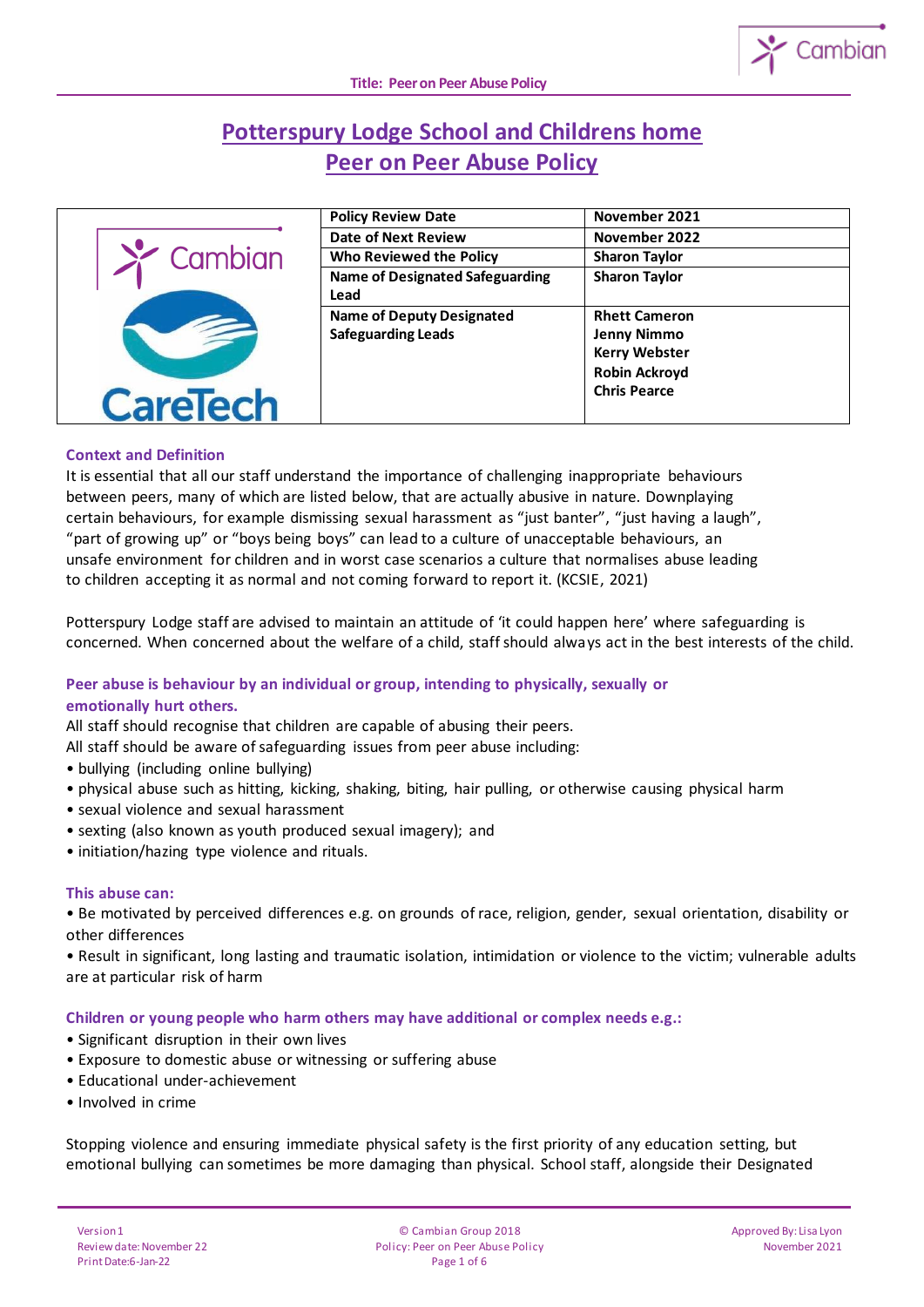# Potterspury Lodge School and Childrens home
# Peer on Peer Abuse Policy

| | Policy Review Date | November 2021 |
|---|---|---|
| | Date of Next Review | November 2022 |
| | Who Reviewed the Policy | Sharon Taylor |
| | Name of Designated Safeguarding Lead | Sharon Taylor |
| | Name of Deputy Designated Safeguarding Leads | Rhett Cameron<br>Jenny Nimmo<br>Kerry Webster<br>Robin Ackroyd<br>Chris Pearce |

### Context and Definition

It is essential that all our staff understand the importance of challenging inappropriate behaviours between peers, many of which are listed below, that are actually abusive in nature. Downplaying certain behaviours, for example dismissing sexual harassment as "just banter", "just having a laugh", "part of growing up" or "boys being boys" can lead to a culture of unacceptable behaviours, an unsafe environment for children and in worst case scenarios a culture that normalises abuse leading to children accepting it as normal and not coming forward to report it. (KCSIE, 2021)

Potterspury Lodge staff are advised to maintain an attitude of 'it could happen here' where safeguarding is concerned. When concerned about the welfare of a child, staff should always act in the best interests of the child.

### Peer abuse is behaviour by an individual or group, intending to physically, sexually or emotionally hurt others.

All staff should recognise that children are capable of abusing their peers.
All staff should be aware of safeguarding issues from peer abuse including:

- bullying (including online bullying)
- physical abuse such as hitting, kicking, shaking, biting, hair pulling, or otherwise causing physical harm
- sexual violence and sexual harassment
- sexting (also known as youth produced sexual imagery); and
- initiation/hazing type violence and rituals.

### This abuse can:

- Be motivated by perceived differences e.g. on grounds of race, religion, gender, sexual orientation, disability or other differences
- Result in significant, long lasting and traumatic isolation, intimidation or violence to the victim; vulnerable adults are at particular risk of harm

### Children or young people who harm others may have additional or complex needs e.g.:

- Significant disruption in their own lives
- Exposure to domestic abuse or witnessing or suffering abuse
- Educational under-achievement
- Involved in crime

Stopping violence and ensuring immediate physical safety is the first priority of any education setting, but emotional bullying can sometimes be more damaging than physical. School staff, alongside their Designated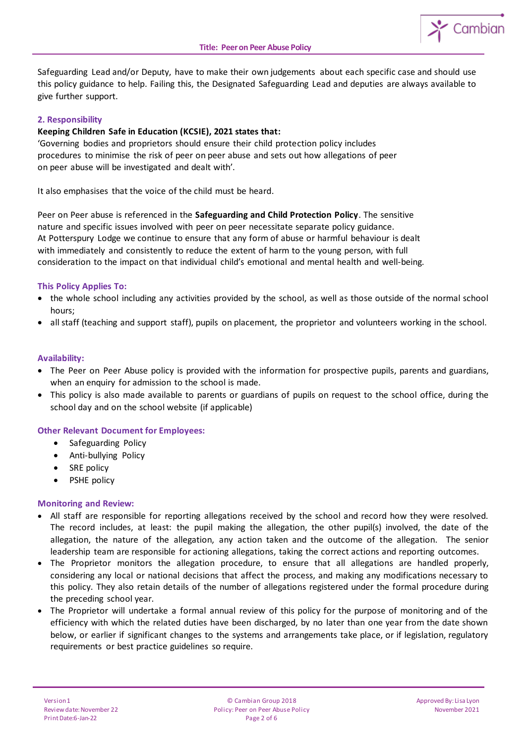Safeguarding Lead and/or Deputy, have to make their own judgements about each specific case and should use this policy guidance to help. Failing this, the Designated Safeguarding Lead and deputies are always available to give further support.

## 2. Responsibility

**Keeping Children Safe in Education (KCSIE), 2021 states that:**

'Governing bodies and proprietors should ensure their child protection policy includes procedures to minimise the risk of peer on peer abuse and sets out how allegations of peer on peer abuse will be investigated and dealt with'.

It also emphasises that the voice of the child must be heard.

Peer on Peer abuse is referenced in the **Safeguarding and Child Protection Policy**. The sensitive nature and specific issues involved with peer on peer necessitate separate policy guidance. At Potterspury Lodge we continue to ensure that any form of abuse or harmful behaviour is dealt with immediately and consistently to reduce the extent of harm to the young person, with full consideration to the impact on that individual child's emotional and mental health and well-being.

### This Policy Applies To:

- the whole school including any activities provided by the school, as well as those outside of the normal school hours;
- all staff (teaching and support staff), pupils on placement, the proprietor and volunteers working in the school.

### Availability:

- The Peer on Peer Abuse policy is provided with the information for prospective pupils, parents and guardians, when an enquiry for admission to the school is made.
- This policy is also made available to parents or guardians of pupils on request to the school office, during the school day and on the school website (if applicable)

### Other Relevant Document for Employees:

- Safeguarding Policy
- Anti-bullying Policy
- SRE policy
- PSHE policy

### Monitoring and Review:

- All staff are responsible for reporting allegations received by the school and record how they were resolved. The record includes, at least: the pupil making the allegation, the other pupil(s) involved, the date of the allegation, the nature of the allegation, any action taken and the outcome of the allegation. The senior leadership team are responsible for actioning allegations, taking the correct actions and reporting outcomes.
- The Proprietor monitors the allegation procedure, to ensure that all allegations are handled properly, considering any local or national decisions that affect the process, and making any modifications necessary to this policy. They also retain details of the number of allegations registered under the formal procedure during the preceding school year.
- The Proprietor will undertake a formal annual review of this policy for the purpose of monitoring and of the efficiency with which the related duties have been discharged, by no later than one year from the date shown below, or earlier if significant changes to the systems and arrangements take place, or if legislation, regulatory requirements or best practice guidelines so require.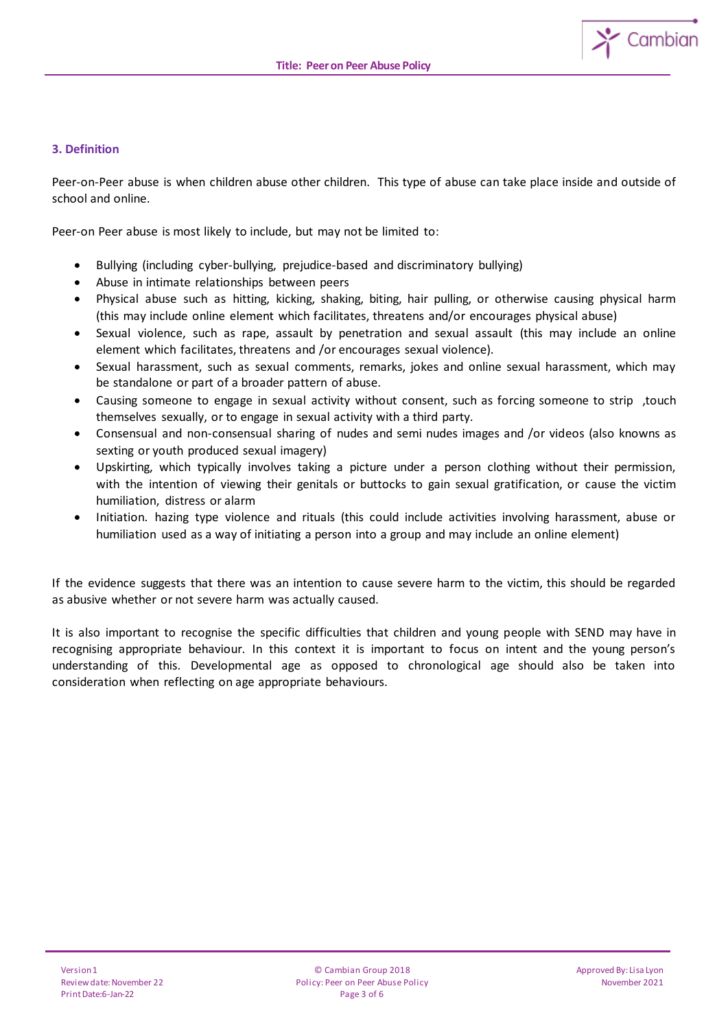### 3. Definition

Peer-on-Peer abuse is when children abuse other children. This type of abuse can take place inside and outside of school and online.

Peer-on Peer abuse is most likely to include, but may not be limited to:

- Bullying (including cyber-bullying, prejudice-based and discriminatory bullying)
- Abuse in intimate relationships between peers
- Physical abuse such as hitting, kicking, shaking, biting, hair pulling, or otherwise causing physical harm (this may include online element which facilitates, threatens and/or encourages physical abuse)
- Sexual violence, such as rape, assault by penetration and sexual assault (this may include an online element which facilitates, threatens and /or encourages sexual violence).
- Sexual harassment, such as sexual comments, remarks, jokes and online sexual harassment, which may be standalone or part of a broader pattern of abuse.
- Causing someone to engage in sexual activity without consent, such as forcing someone to strip ,touch themselves sexually, or to engage in sexual activity with a third party.
- Consensual and non-consensual sharing of nudes and semi nudes images and /or videos (also knowns as sexting or youth produced sexual imagery)
- Upskirting, which typically involves taking a picture under a person clothing without their permission, with the intention of viewing their genitals or buttocks to gain sexual gratification, or cause the victim humiliation, distress or alarm
- Initiation. hazing type violence and rituals (this could include activities involving harassment, abuse or humiliation used as a way of initiating a person into a group and may include an online element)

If the evidence suggests that there was an intention to cause severe harm to the victim, this should be regarded as abusive whether or not severe harm was actually caused.

It is also important to recognise the specific difficulties that children and young people with SEND may have in recognising appropriate behaviour. In this context it is important to focus on intent and the young person's understanding of this. Developmental age as opposed to chronological age should also be taken into consideration when reflecting on age appropriate behaviours.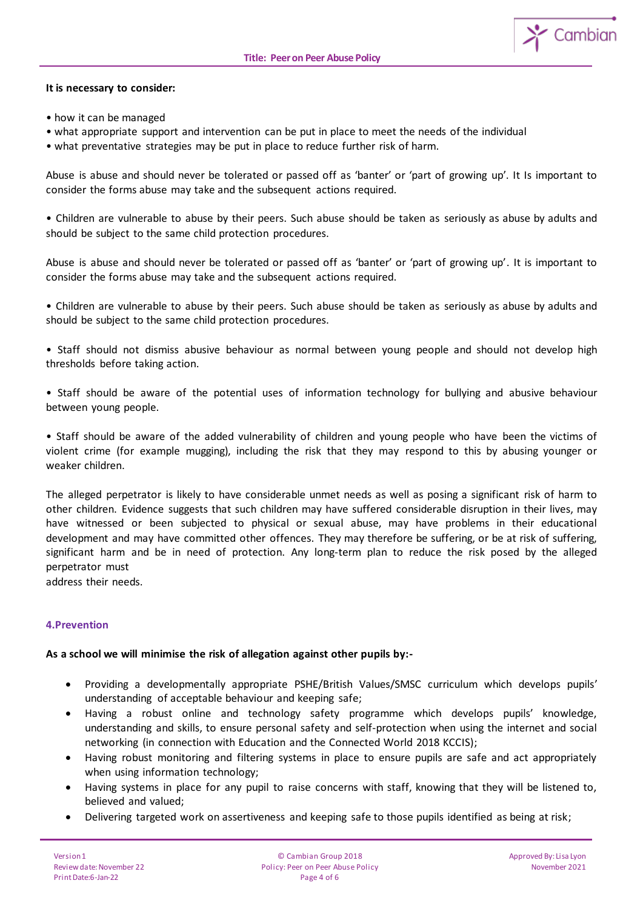**It is necessary to consider:**

• how it can be managed
• what appropriate support and intervention can be put in place to meet the needs of the individual
• what preventative strategies may be put in place to reduce further risk of harm.

Abuse is abuse and should never be tolerated or passed off as 'banter' or 'part of growing up'. It Is important to consider the forms abuse may take and the subsequent actions required.

• Children are vulnerable to abuse by their peers. Such abuse should be taken as seriously as abuse by adults and should be subject to the same child protection procedures.

Abuse is abuse and should never be tolerated or passed off as 'banter' or 'part of growing up'. It is important to consider the forms abuse may take and the subsequent actions required.

• Children are vulnerable to abuse by their peers. Such abuse should be taken as seriously as abuse by adults and should be subject to the same child protection procedures.

• Staff should not dismiss abusive behaviour as normal between young people and should not develop high thresholds before taking action.

• Staff should be aware of the potential uses of information technology for bullying and abusive behaviour between young people.

• Staff should be aware of the added vulnerability of children and young people who have been the victims of violent crime (for example mugging), including the risk that they may respond to this by abusing younger or weaker children.

The alleged perpetrator is likely to have considerable unmet needs as well as posing a significant risk of harm to other children. Evidence suggests that such children may have suffered considerable disruption in their lives, may have witnessed or been subjected to physical or sexual abuse, may have problems in their educational development and may have committed other offences. They may therefore be suffering, or be at risk of suffering, significant harm and be in need of protection. Any long-term plan to reduce the risk posed by the alleged perpetrator must
address their needs.

## 4.Prevention

**As a school we will minimise the risk of allegation against other pupils by:-**

- Providing a developmentally appropriate PSHE/British Values/SMSC curriculum which develops pupils' understanding of acceptable behaviour and keeping safe;
- Having a robust online and technology safety programme which develops pupils' knowledge, understanding and skills, to ensure personal safety and self-protection when using the internet and social networking (in connection with Education and the Connected World 2018 KCCIS);
- Having robust monitoring and filtering systems in place to ensure pupils are safe and act appropriately when using information technology;
- Having systems in place for any pupil to raise concerns with staff, knowing that they will be listened to, believed and valued;
- Delivering targeted work on assertiveness and keeping safe to those pupils identified as being at risk;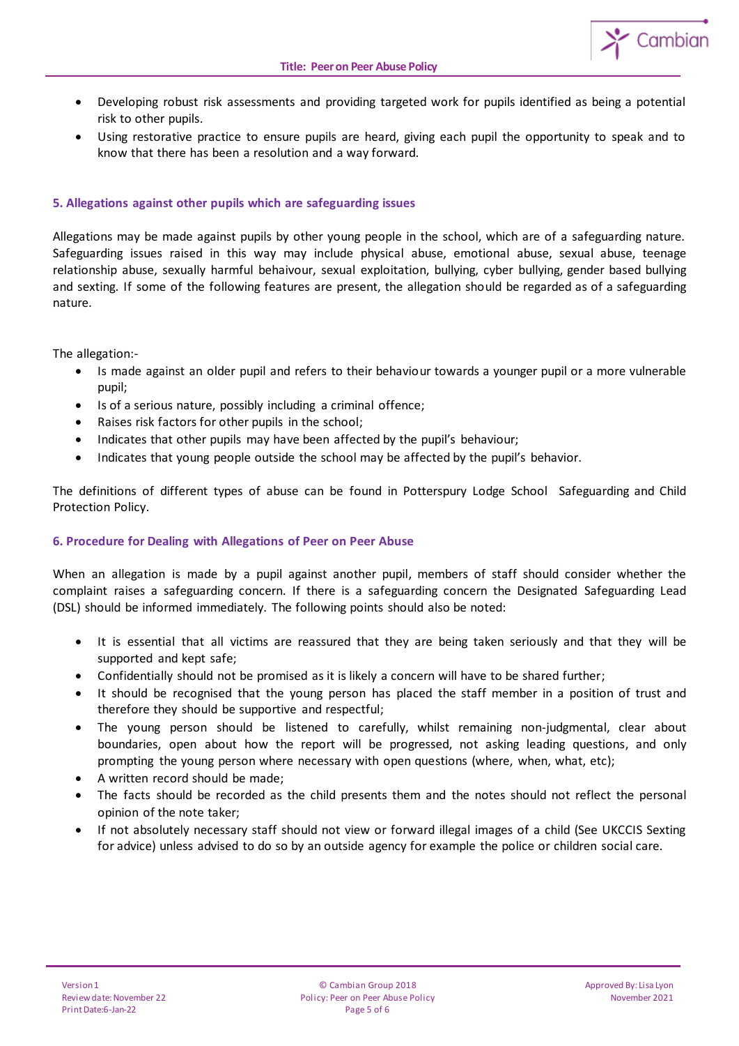- Developing robust risk assessments and providing targeted work for pupils identified as being a potential risk to other pupils.
- Using restorative practice to ensure pupils are heard, giving each pupil the opportunity to speak and to know that there has been a resolution and a way forward.

## 5. Allegations against other pupils which are safeguarding issues

Allegations may be made against pupils by other young people in the school, which are of a safeguarding nature. Safeguarding issues raised in this way may include physical abuse, emotional abuse, sexual abuse, teenage relationship abuse, sexually harmful behaviour, sexual exploitation, bullying, cyber bullying, gender based bullying and sexting. If some of the following features are present, the allegation should be regarded as of a safeguarding nature.

The allegation:-

- Is made against an older pupil and refers to their behaviour towards a younger pupil or a more vulnerable pupil;
- Is of a serious nature, possibly including a criminal offence;
- Raises risk factors for other pupils in the school;
- Indicates that other pupils may have been affected by the pupil's behaviour;
- Indicates that young people outside the school may be affected by the pupil's behavior.

The definitions of different types of abuse can be found in Potterspury Lodge School Safeguarding and Child Protection Policy.

## 6. Procedure for Dealing with Allegations of Peer on Peer Abuse

When an allegation is made by a pupil against another pupil, members of staff should consider whether the complaint raises a safeguarding concern. If there is a safeguarding concern the Designated Safeguarding Lead (DSL) should be informed immediately. The following points should also be noted:

- It is essential that all victims are reassured that they are being taken seriously and that they will be supported and kept safe;
- Confidentially should not be promised as it is likely a concern will have to be shared further;
- It should be recognised that the young person has placed the staff member in a position of trust and therefore they should be supportive and respectful;
- The young person should be listened to carefully, whilst remaining non-judgmental, clear about boundaries, open about how the report will be progressed, not asking leading questions, and only prompting the young person where necessary with open questions (where, when, what, etc);
- A written record should be made;
- The facts should be recorded as the child presents them and the notes should not reflect the personal opinion of the note taker;
- If not absolutely necessary staff should not view or forward illegal images of a child (See UKCCIS Sexting for advice) unless advised to do so by an outside agency for example the police or children social care.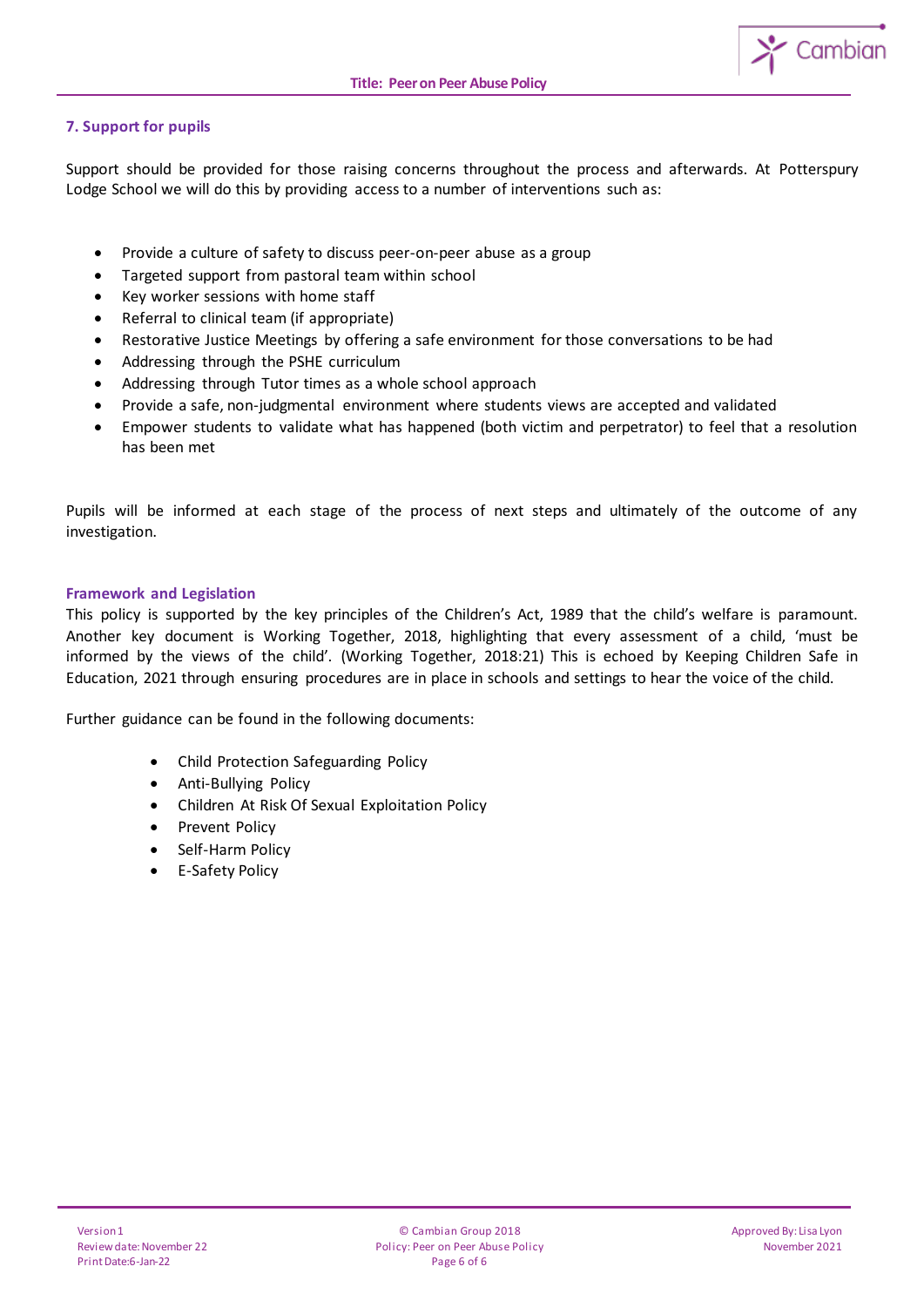## 7. Support for pupils

Support should be provided for those raising concerns throughout the process and afterwards. At Potterspury Lodge School we will do this by providing access to a number of interventions such as:

- Provide a culture of safety to discuss peer-on-peer abuse as a group
- Targeted support from pastoral team within school
- Key worker sessions with home staff
- Referral to clinical team (if appropriate)
- Restorative Justice Meetings by offering a safe environment for those conversations to be had
- Addressing through the PSHE curriculum
- Addressing through Tutor times as a whole school approach
- Provide a safe, non-judgmental environment where students views are accepted and validated
- Empower students to validate what has happened (both victim and perpetrator) to feel that a resolution has been met

Pupils will be informed at each stage of the process of next steps and ultimately of the outcome of any investigation.

### Framework and Legislation

This policy is supported by the key principles of the Children's Act, 1989 that the child's welfare is paramount. Another key document is Working Together, 2018, highlighting that every assessment of a child, 'must be informed by the views of the child'. (Working Together, 2018:21) This is echoed by Keeping Children Safe in Education, 2021 through ensuring procedures are in place in schools and settings to hear the voice of the child.

Further guidance can be found in the following documents:

- Child Protection Safeguarding Policy
- Anti-Bullying Policy
- Children At Risk Of Sexual Exploitation Policy
- Prevent Policy
- Self-Harm Policy
- E-Safety Policy